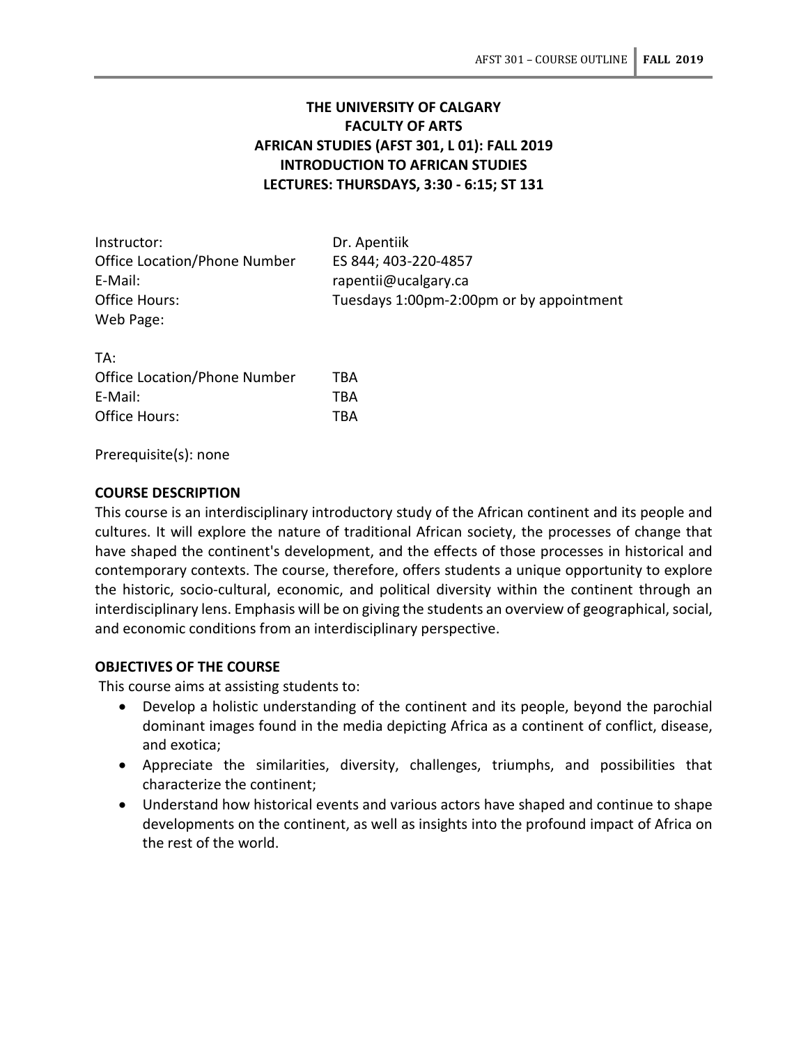**THE UNIVERSITY OF CALGARY**
**FACULTY OF ARTS**
**AFRICAN STUDIES (AFST 301, L 01): FALL 2019**
**INTRODUCTION TO AFRICAN STUDIES**
**LECTURES: THURSDAYS, 3:30 - 6:15; ST 131**

| | |
|---|---|
| Instructor: | Dr. Apentiik |
| Office Location/Phone Number | ES 844; 403-220-4857 |
| E-Mail: | rapentii@ucalgary.ca |
| Office Hours: | Tuesdays 1:00pm-2:00pm or by appointment |
| Web Page: | |

| | |
|---|---|
| TA: | |
| Office Location/Phone Number | TBA |
| E-Mail: | TBA |
| Office Hours: | TBA |

Prerequisite(s): none

## COURSE DESCRIPTION

This course is an interdisciplinary introductory study of the African continent and its people and cultures. It will explore the nature of traditional African society, the processes of change that have shaped the continent's development, and the effects of those processes in historical and contemporary contexts. The course, therefore, offers students a unique opportunity to explore the historic, socio-cultural, economic, and political diversity within the continent through an interdisciplinary lens. Emphasis will be on giving the students an overview of geographical, social, and economic conditions from an interdisciplinary perspective.

## OBJECTIVES OF THE COURSE

This course aims at assisting students to:

- Develop a holistic understanding of the continent and its people, beyond the parochial dominant images found in the media depicting Africa as a continent of conflict, disease, and exotica;
- Appreciate the similarities, diversity, challenges, triumphs, and possibilities that characterize the continent;
- Understand how historical events and various actors have shaped and continue to shape developments on the continent, as well as insights into the profound impact of Africa on the rest of the world.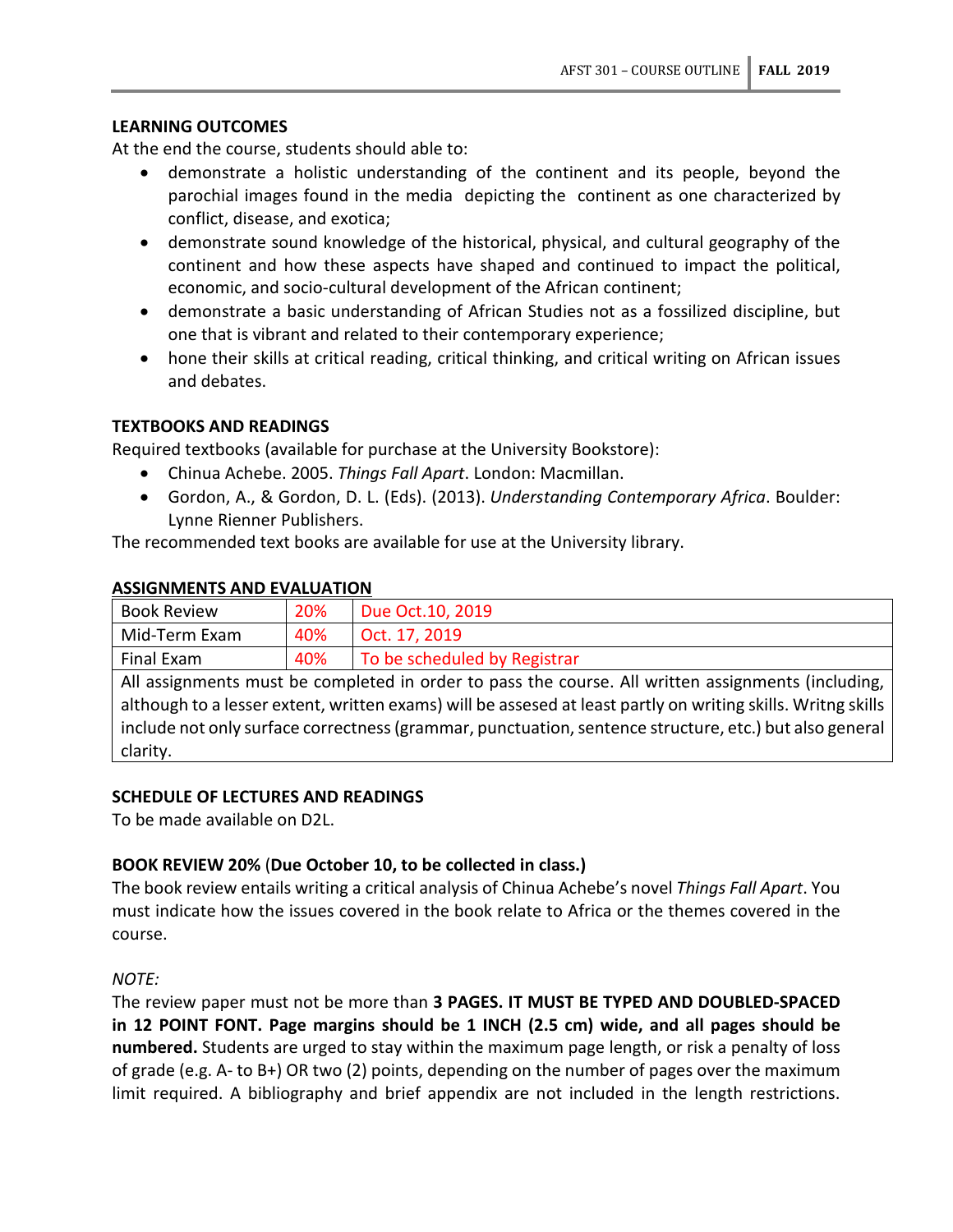## LEARNING OUTCOMES

At the end the course, students should able to:

- demonstrate a holistic understanding of the continent and its people, beyond the parochial images found in the media depicting the continent as one characterized by conflict, disease, and exotica;
- demonstrate sound knowledge of the historical, physical, and cultural geography of the continent and how these aspects have shaped and continued to impact the political, economic, and socio-cultural development of the African continent;
- demonstrate a basic understanding of African Studies not as a fossilized discipline, but one that is vibrant and related to their contemporary experience;
- hone their skills at critical reading, critical thinking, and critical writing on African issues and debates.

## TEXTBOOKS AND READINGS

Required textbooks (available for purchase at the University Bookstore):

- Chinua Achebe. 2005. *Things Fall Apart*. London: Macmillan.
- Gordon, A., & Gordon, D. L. (Eds). (2013). *Understanding Contemporary Africa*. Boulder: Lynne Rienner Publishers.

The recommended text books are available for use at the University library.

## ASSIGNMENTS AND EVALUATION

| Book Review | 20% | Due Oct.10, 2019 |
|---|---|---|
| Mid-Term Exam | 40% | Oct. 17, 2019 |
| Final Exam | 40% | To be scheduled by Registrar |
| All assignments must be completed in order to pass the course. All written assignments (including, although to a lesser extent, written exams) will be assesed at least partly on writing skills. Writng skills include not only surface correctness (grammar, punctuation, sentence structure, etc.) but also general clarity. | | |

## SCHEDULE OF LECTURES AND READINGS

To be made available on D2L.

## BOOK REVIEW 20% (Due October 10, to be collected in class.)

The book review entails writing a critical analysis of Chinua Achebe's novel *Things Fall Apart*. You must indicate how the issues covered in the book relate to Africa or the themes covered in the course.

*NOTE:*

The review paper must not be more than **3 PAGES. IT MUST BE TYPED AND DOUBLED-SPACED in 12 POINT FONT. Page margins should be 1 INCH (2.5 cm) wide, and all pages should be numbered.** Students are urged to stay within the maximum page length, or risk a penalty of loss of grade (e.g. A- to B+) OR two (2) points, depending on the number of pages over the maximum limit required. A bibliography and brief appendix are not included in the length restrictions.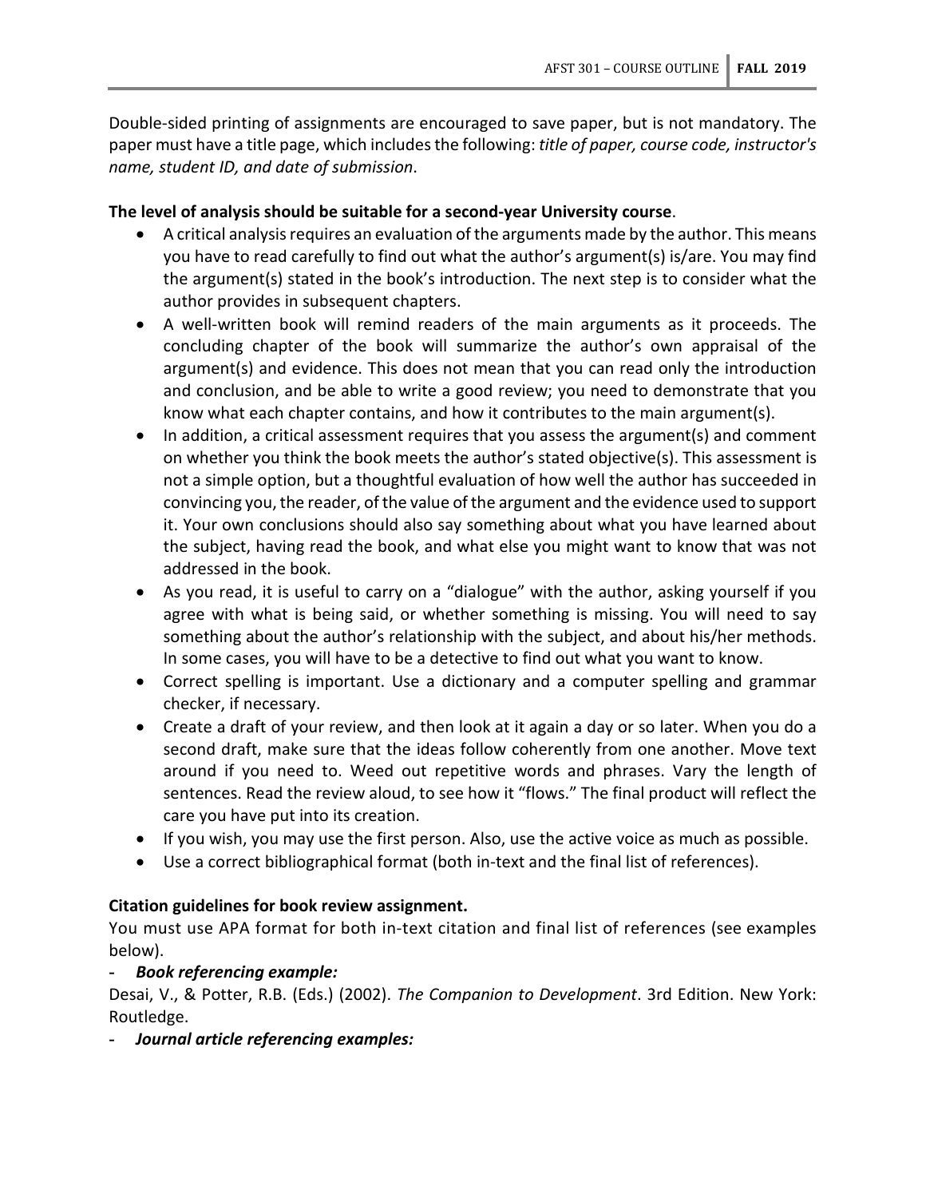Double-sided printing of assignments are encouraged to save paper, but is not mandatory. The paper must have a title page, which includes the following: *title of paper, course code, instructor's name, student ID, and date of submission*.

**The level of analysis should be suitable for a second-year University course**.

- A critical analysis requires an evaluation of the arguments made by the author. This means you have to read carefully to find out what the author's argument(s) is/are. You may find the argument(s) stated in the book's introduction. The next step is to consider what the author provides in subsequent chapters.
- A well-written book will remind readers of the main arguments as it proceeds. The concluding chapter of the book will summarize the author's own appraisal of the argument(s) and evidence. This does not mean that you can read only the introduction and conclusion, and be able to write a good review; you need to demonstrate that you know what each chapter contains, and how it contributes to the main argument(s).
- In addition, a critical assessment requires that you assess the argument(s) and comment on whether you think the book meets the author's stated objective(s). This assessment is not a simple option, but a thoughtful evaluation of how well the author has succeeded in convincing you, the reader, of the value of the argument and the evidence used to support it. Your own conclusions should also say something about what you have learned about the subject, having read the book, and what else you might want to know that was not addressed in the book.
- As you read, it is useful to carry on a "dialogue" with the author, asking yourself if you agree with what is being said, or whether something is missing. You will need to say something about the author's relationship with the subject, and about his/her methods. In some cases, you will have to be a detective to find out what you want to know.
- Correct spelling is important. Use a dictionary and a computer spelling and grammar checker, if necessary.
- Create a draft of your review, and then look at it again a day or so later. When you do a second draft, make sure that the ideas follow coherently from one another. Move text around if you need to. Weed out repetitive words and phrases. Vary the length of sentences. Read the review aloud, to see how it "flows." The final product will reflect the care you have put into its creation.
- If you wish, you may use the first person. Also, use the active voice as much as possible.
- Use a correct bibliographical format (both in-text and the final list of references).

**Citation guidelines for book review assignment.**

You must use APA format for both in-text citation and final list of references (see examples below).

- ***Book referencing example:***

Desai, V., & Potter, R.B. (Eds.) (2002). *The Companion to Development*. 3rd Edition. New York: Routledge.

- ***Journal article referencing examples:***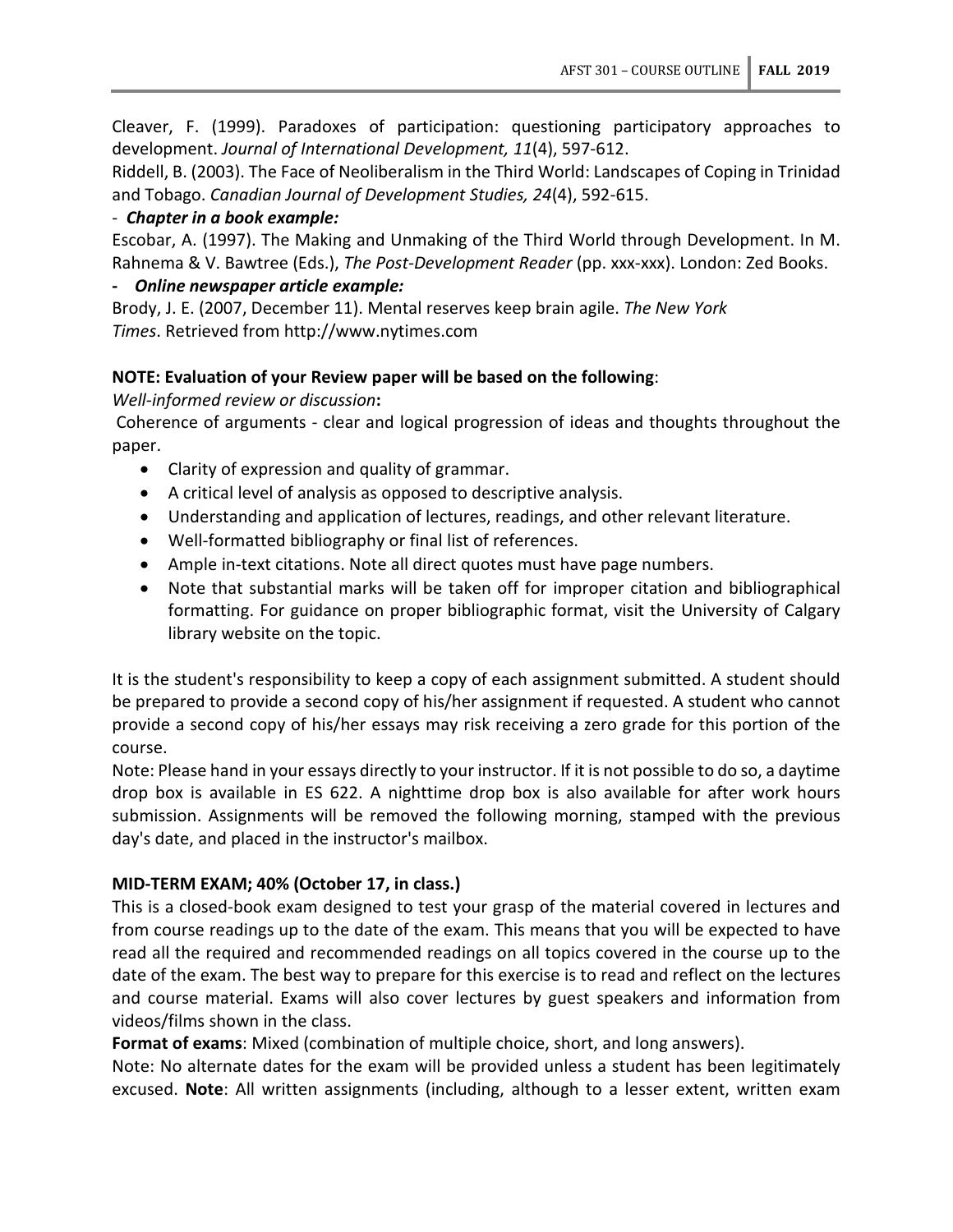Cleaver, F. (1999). Paradoxes of participation: questioning participatory approaches to development. *Journal of International Development, 11*(4), 597-612.

Riddell, B. (2003). The Face of Neoliberalism in the Third World: Landscapes of Coping in Trinidad and Tobago. *Canadian Journal of Development Studies, 24*(4), 592-615.

- ***Chapter in a book example:***

Escobar, A. (1997). The Making and Unmaking of the Third World through Development. In M. Rahnema & V. Bawtree (Eds.), *The Post-Development Reader* (pp. xxx-xxx). London: Zed Books.

- ***Online newspaper article example:***

Brody, J. E. (2007, December 11). Mental reserves keep brain agile. *The New York Times*. Retrieved from http://www.nytimes.com

**NOTE: Evaluation of your Review paper will be based on the following**:

*Well-informed review or discussion***:**

Coherence of arguments - clear and logical progression of ideas and thoughts throughout the paper.

- Clarity of expression and quality of grammar.
- A critical level of analysis as opposed to descriptive analysis.
- Understanding and application of lectures, readings, and other relevant literature.
- Well-formatted bibliography or final list of references.
- Ample in-text citations. Note all direct quotes must have page numbers.
- Note that substantial marks will be taken off for improper citation and bibliographical formatting. For guidance on proper bibliographic format, visit the University of Calgary library website on the topic.

It is the student's responsibility to keep a copy of each assignment submitted. A student should be prepared to provide a second copy of his/her assignment if requested. A student who cannot provide a second copy of his/her essays may risk receiving a zero grade for this portion of the course.

Note: Please hand in your essays directly to your instructor. If it is not possible to do so, a daytime drop box is available in ES 622. A nighttime drop box is also available for after work hours submission. Assignments will be removed the following morning, stamped with the previous day's date, and placed in the instructor's mailbox.

**MID-TERM EXAM; 40% (October 17, in class.)**

This is a closed-book exam designed to test your grasp of the material covered in lectures and from course readings up to the date of the exam. This means that you will be expected to have read all the required and recommended readings on all topics covered in the course up to the date of the exam. The best way to prepare for this exercise is to read and reflect on the lectures and course material. Exams will also cover lectures by guest speakers and information from videos/films shown in the class.

**Format of exams**: Mixed (combination of multiple choice, short, and long answers).

Note: No alternate dates for the exam will be provided unless a student has been legitimately excused. **Note**: All written assignments (including, although to a lesser extent, written exam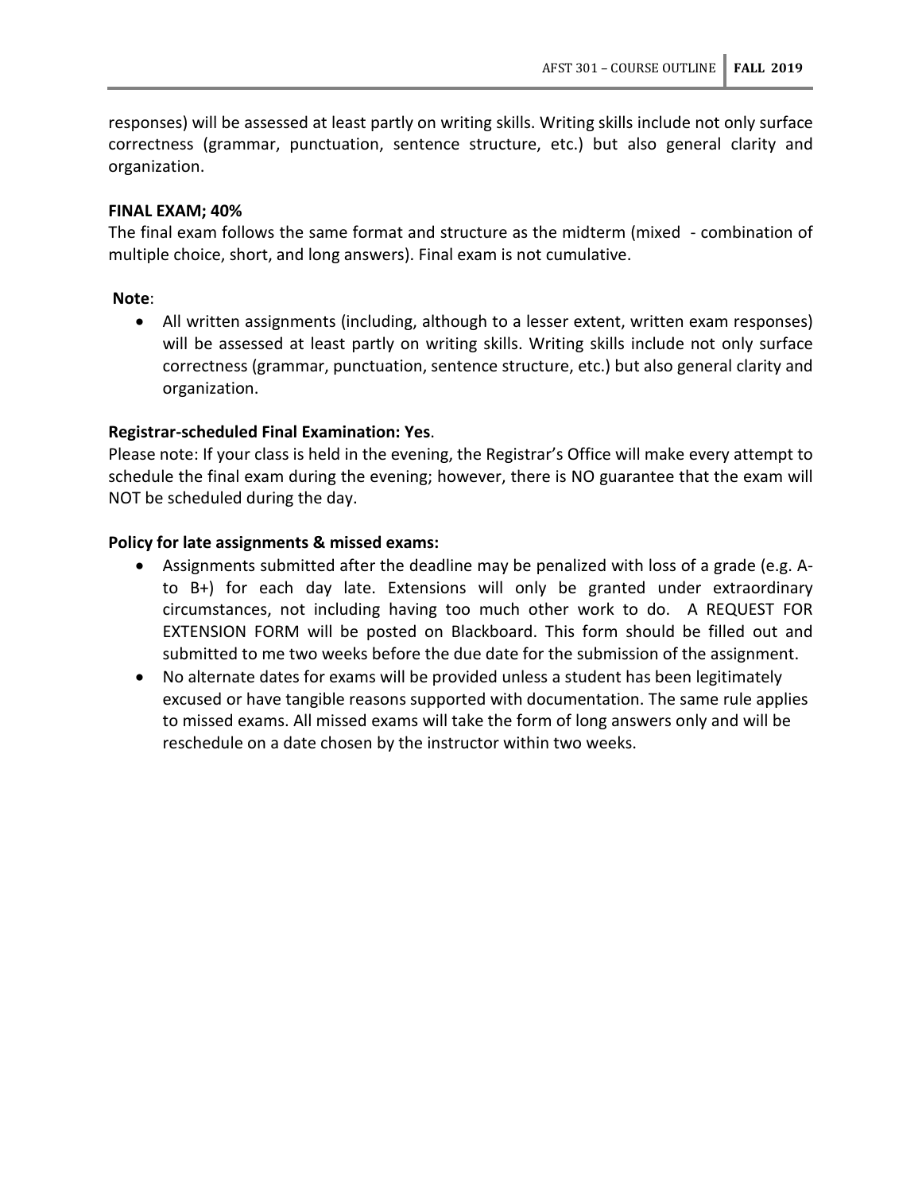responses) will be assessed at least partly on writing skills. Writing skills include not only surface correctness (grammar, punctuation, sentence structure, etc.) but also general clarity and organization.

**FINAL EXAM; 40%**

The final exam follows the same format and structure as the midterm (mixed - combination of multiple choice, short, and long answers). Final exam is not cumulative.

**Note**:

- All written assignments (including, although to a lesser extent, written exam responses) will be assessed at least partly on writing skills. Writing skills include not only surface correctness (grammar, punctuation, sentence structure, etc.) but also general clarity and organization.

**Registrar-scheduled Final Examination: Yes**.

Please note: If your class is held in the evening, the Registrar's Office will make every attempt to schedule the final exam during the evening; however, there is NO guarantee that the exam will NOT be scheduled during the day.

**Policy for late assignments & missed exams:**

- Assignments submitted after the deadline may be penalized with loss of a grade (e.g. A- to B+) for each day late. Extensions will only be granted under extraordinary circumstances, not including having too much other work to do. A REQUEST FOR EXTENSION FORM will be posted on Blackboard. This form should be filled out and submitted to me two weeks before the due date for the submission of the assignment.
- No alternate dates for exams will be provided unless a student has been legitimately excused or have tangible reasons supported with documentation. The same rule applies to missed exams. All missed exams will take the form of long answers only and will be reschedule on a date chosen by the instructor within two weeks.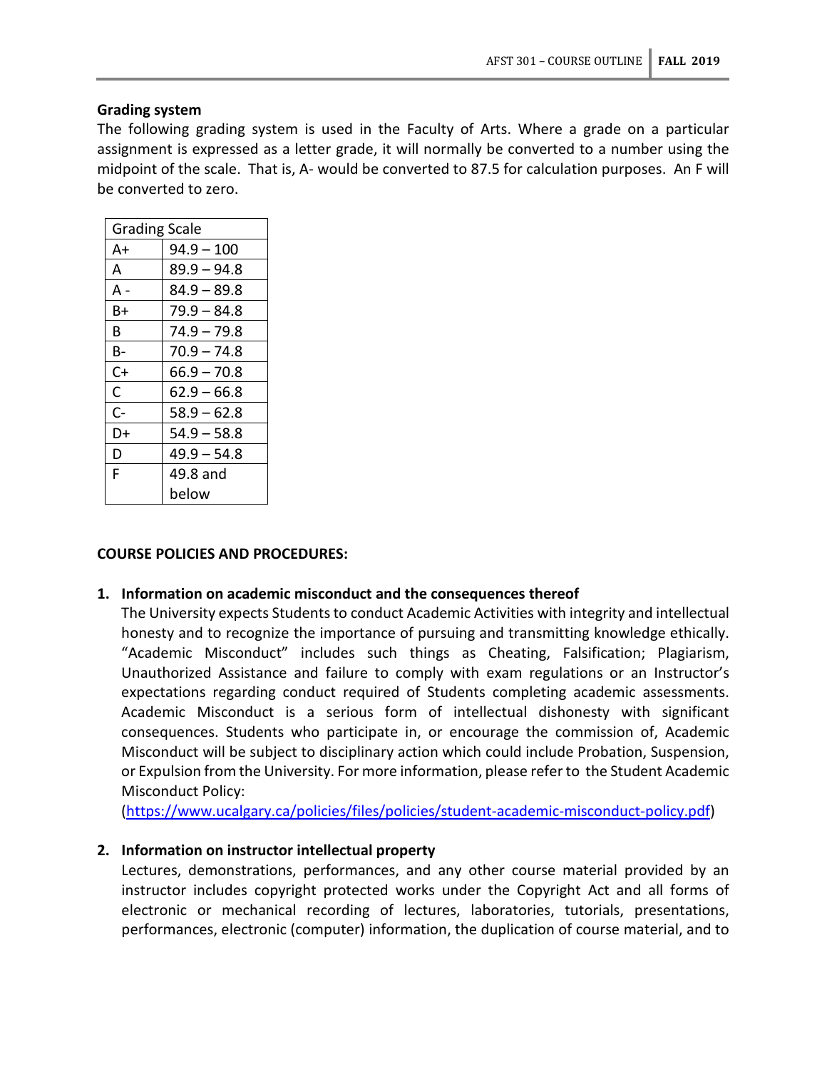**Grading system**

The following grading system is used in the Faculty of Arts. Where a grade on a particular assignment is expressed as a letter grade, it will normally be converted to a number using the midpoint of the scale. That is, A- would be converted to 87.5 for calculation purposes. An F will be converted to zero.

| Grading Scale | |
|---|---|
| A+ | 94.9 – 100 |
| A | 89.9 – 94.8 |
| A - | 84.9 – 89.8 |
| B+ | 79.9 – 84.8 |
| B | 74.9 – 79.8 |
| B- | 70.9 – 74.8 |
| C+ | 66.9 – 70.8 |
| C | 62.9 – 66.8 |
| C- | 58.9 – 62.8 |
| D+ | 54.9 – 58.8 |
| D | 49.9 – 54.8 |
| F | 49.8 and below |

**COURSE POLICIES AND PROCEDURES:**

1. **Information on academic misconduct and the consequences thereof**
   The University expects Students to conduct Academic Activities with integrity and intellectual honesty and to recognize the importance of pursuing and transmitting knowledge ethically. "Academic Misconduct" includes such things as Cheating, Falsification; Plagiarism, Unauthorized Assistance and failure to comply with exam regulations or an Instructor's expectations regarding conduct required of Students completing academic assessments. Academic Misconduct is a serious form of intellectual dishonesty with significant consequences. Students who participate in, or encourage the commission of, Academic Misconduct will be subject to disciplinary action which could include Probation, Suspension, or Expulsion from the University. For more information, please refer to the Student Academic Misconduct Policy:
   (https://www.ucalgary.ca/policies/files/policies/student-academic-misconduct-policy.pdf)

2. **Information on instructor intellectual property**
   Lectures, demonstrations, performances, and any other course material provided by an instructor includes copyright protected works under the Copyright Act and all forms of electronic or mechanical recording of lectures, laboratories, tutorials, presentations, performances, electronic (computer) information, the duplication of course material, and to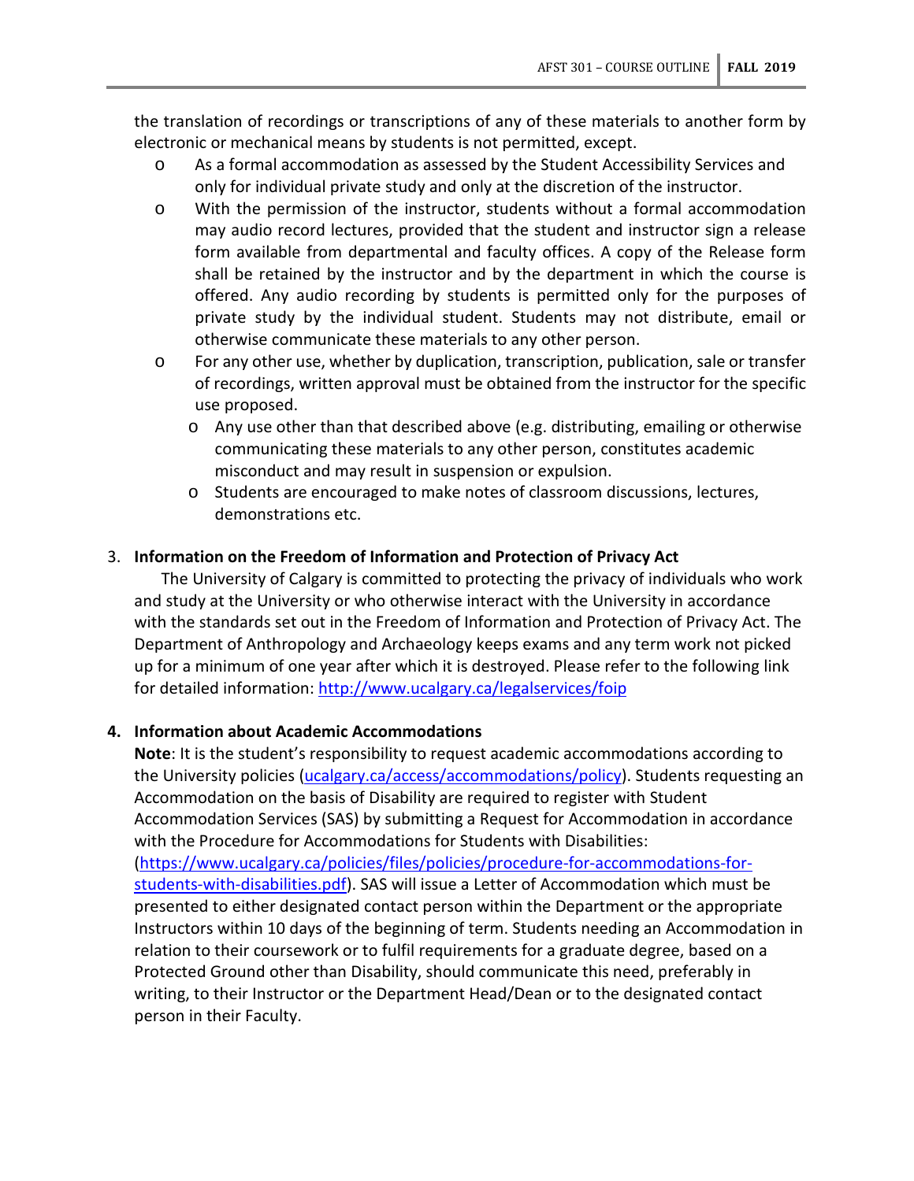the translation of recordings or transcriptions of any of these materials to another form by electronic or mechanical means by students is not permitted, except.

- As a formal accommodation as assessed by the Student Accessibility Services and only for individual private study and only at the discretion of the instructor.
- With the permission of the instructor, students without a formal accommodation may audio record lectures, provided that the student and instructor sign a release form available from departmental and faculty offices. A copy of the Release form shall be retained by the instructor and by the department in which the course is offered. Any audio recording by students is permitted only for the purposes of private study by the individual student. Students may not distribute, email or otherwise communicate these materials to any other person.
- For any other use, whether by duplication, transcription, publication, sale or transfer of recordings, written approval must be obtained from the instructor for the specific use proposed.
  - Any use other than that described above (e.g. distributing, emailing or otherwise communicating these materials to any other person, constitutes academic misconduct and may result in suspension or expulsion.
  - Students are encouraged to make notes of classroom discussions, lectures, demonstrations etc.

3. **Information on the Freedom of Information and Protection of Privacy Act**

The University of Calgary is committed to protecting the privacy of individuals who work and study at the University or who otherwise interact with the University in accordance with the standards set out in the Freedom of Information and Protection of Privacy Act. The Department of Anthropology and Archaeology keeps exams and any term work not picked up for a minimum of one year after which it is destroyed. Please refer to the following link for detailed information: http://www.ucalgary.ca/legalservices/foip

4. **Information about Academic Accommodations**

**Note**: It is the student's responsibility to request academic accommodations according to the University policies (ucalgary.ca/access/accommodations/policy). Students requesting an Accommodation on the basis of Disability are required to register with Student Accommodation Services (SAS) by submitting a Request for Accommodation in accordance with the Procedure for Accommodations for Students with Disabilities: (https://www.ucalgary.ca/policies/files/policies/procedure-for-accommodations-for-students-with-disabilities.pdf). SAS will issue a Letter of Accommodation which must be presented to either designated contact person within the Department or the appropriate Instructors within 10 days of the beginning of term. Students needing an Accommodation in relation to their coursework or to fulfil requirements for a graduate degree, based on a Protected Ground other than Disability, should communicate this need, preferably in writing, to their Instructor or the Department Head/Dean or to the designated contact person in their Faculty.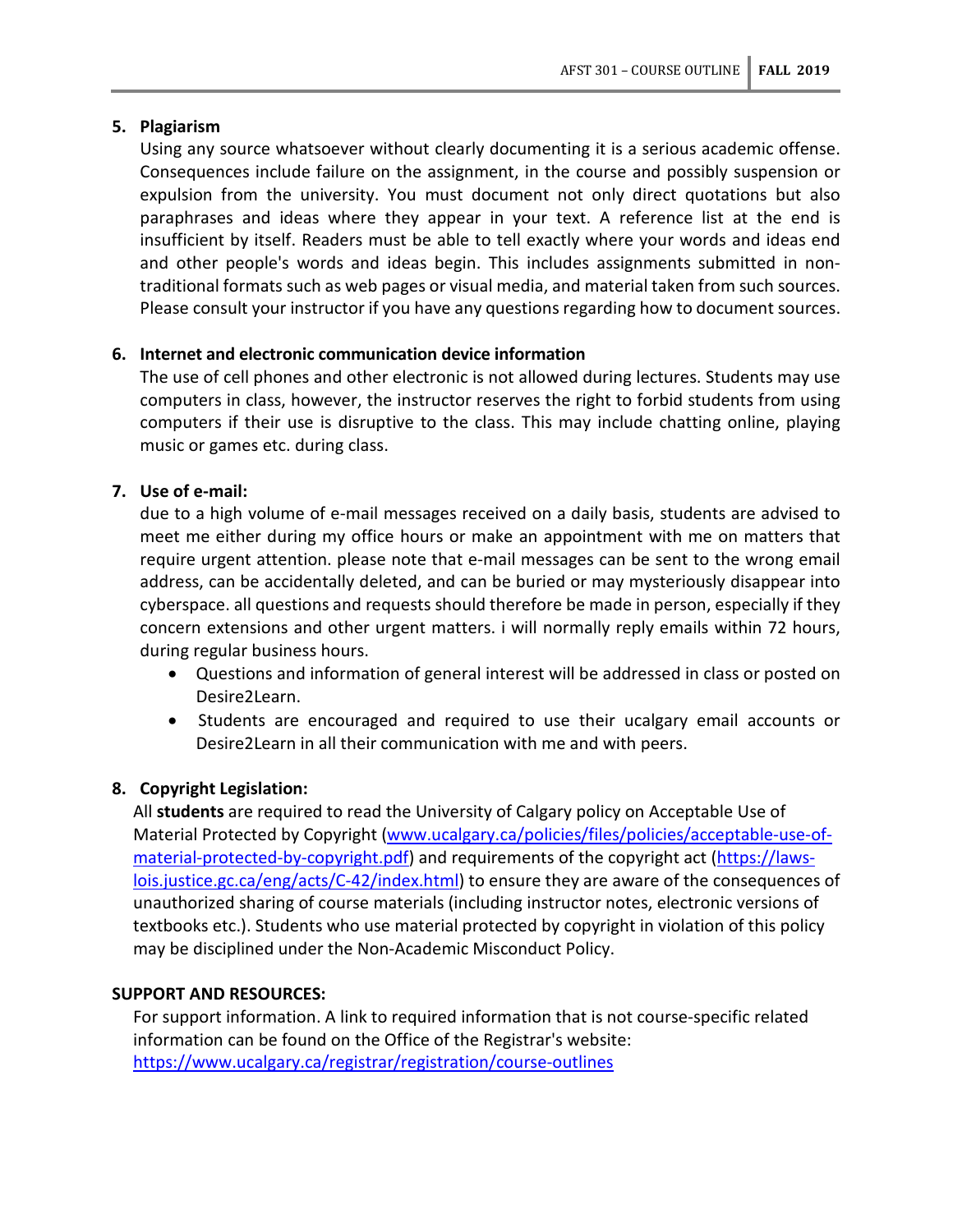5. **Plagiarism**

   Using any source whatsoever without clearly documenting it is a serious academic offense. Consequences include failure on the assignment, in the course and possibly suspension or expulsion from the university. You must document not only direct quotations but also paraphrases and ideas where they appear in your text. A reference list at the end is insufficient by itself. Readers must be able to tell exactly where your words and ideas end and other people's words and ideas begin. This includes assignments submitted in non-traditional formats such as web pages or visual media, and material taken from such sources. Please consult your instructor if you have any questions regarding how to document sources.

6. **Internet and electronic communication device information**

   The use of cell phones and other electronic is not allowed during lectures. Students may use computers in class, however, the instructor reserves the right to forbid students from using computers if their use is disruptive to the class. This may include chatting online, playing music or games etc. during class.

7. **Use of e-mail:**

   due to a high volume of e-mail messages received on a daily basis, students are advised to meet me either during my office hours or make an appointment with me on matters that require urgent attention. please note that e-mail messages can be sent to the wrong email address, can be accidentally deleted, and can be buried or may mysteriously disappear into cyberspace. all questions and requests should therefore be made in person, especially if they concern extensions and other urgent matters. i will normally reply emails within 72 hours, during regular business hours.

   - Questions and information of general interest will be addressed in class or posted on Desire2Learn.
   - Students are encouraged and required to use their ucalgary email accounts or Desire2Learn in all their communication with me and with peers.

8. **Copyright Legislation:**

   All **students** are required to read the University of Calgary policy on Acceptable Use of Material Protected by Copyright (www.ucalgary.ca/policies/files/policies/acceptable-use-of-material-protected-by-copyright.pdf) and requirements of the copyright act (https://laws-lois.justice.gc.ca/eng/acts/C-42/index.html) to ensure they are aware of the consequences of unauthorized sharing of course materials (including instructor notes, electronic versions of textbooks etc.). Students who use material protected by copyright in violation of this policy may be disciplined under the Non-Academic Misconduct Policy.

**SUPPORT AND RESOURCES:**

For support information. A link to required information that is not course-specific related information can be found on the Office of the Registrar's website: https://www.ucalgary.ca/registrar/registration/course-outlines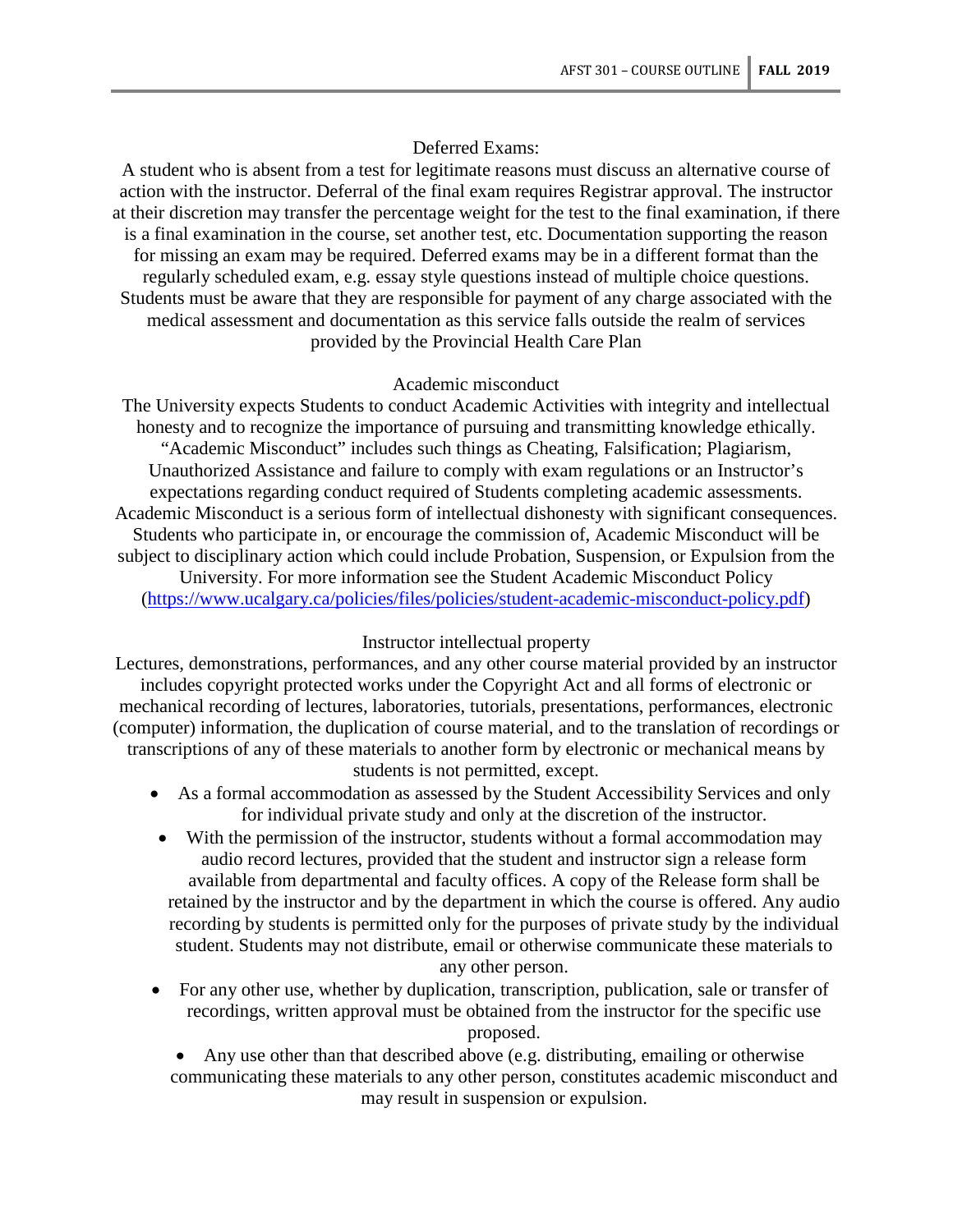## Deferred Exams:

A student who is absent from a test for legitimate reasons must discuss an alternative course of action with the instructor. Deferral of the final exam requires Registrar approval. The instructor at their discretion may transfer the percentage weight for the test to the final examination, if there is a final examination in the course, set another test, etc. Documentation supporting the reason for missing an exam may be required. Deferred exams may be in a different format than the regularly scheduled exam, e.g. essay style questions instead of multiple choice questions. Students must be aware that they are responsible for payment of any charge associated with the medical assessment and documentation as this service falls outside the realm of services provided by the Provincial Health Care Plan

## Academic misconduct

The University expects Students to conduct Academic Activities with integrity and intellectual honesty and to recognize the importance of pursuing and transmitting knowledge ethically. "Academic Misconduct" includes such things as Cheating, Falsification; Plagiarism, Unauthorized Assistance and failure to comply with exam regulations or an Instructor's expectations regarding conduct required of Students completing academic assessments. Academic Misconduct is a serious form of intellectual dishonesty with significant consequences. Students who participate in, or encourage the commission of, Academic Misconduct will be subject to disciplinary action which could include Probation, Suspension, or Expulsion from the University. For more information see the Student Academic Misconduct Policy (https://www.ucalgary.ca/policies/files/policies/student-academic-misconduct-policy.pdf)

## Instructor intellectual property

Lectures, demonstrations, performances, and any other course material provided by an instructor includes copyright protected works under the Copyright Act and all forms of electronic or mechanical recording of lectures, laboratories, tutorials, presentations, performances, electronic (computer) information, the duplication of course material, and to the translation of recordings or transcriptions of any of these materials to another form by electronic or mechanical means by students is not permitted, except.

- As a formal accommodation as assessed by the Student Accessibility Services and only for individual private study and only at the discretion of the instructor.
- With the permission of the instructor, students without a formal accommodation may audio record lectures, provided that the student and instructor sign a release form available from departmental and faculty offices. A copy of the Release form shall be retained by the instructor and by the department in which the course is offered. Any audio recording by students is permitted only for the purposes of private study by the individual student. Students may not distribute, email or otherwise communicate these materials to any other person.
- For any other use, whether by duplication, transcription, publication, sale or transfer of recordings, written approval must be obtained from the instructor for the specific use proposed.
- Any use other than that described above (e.g. distributing, emailing or otherwise communicating these materials to any other person, constitutes academic misconduct and may result in suspension or expulsion.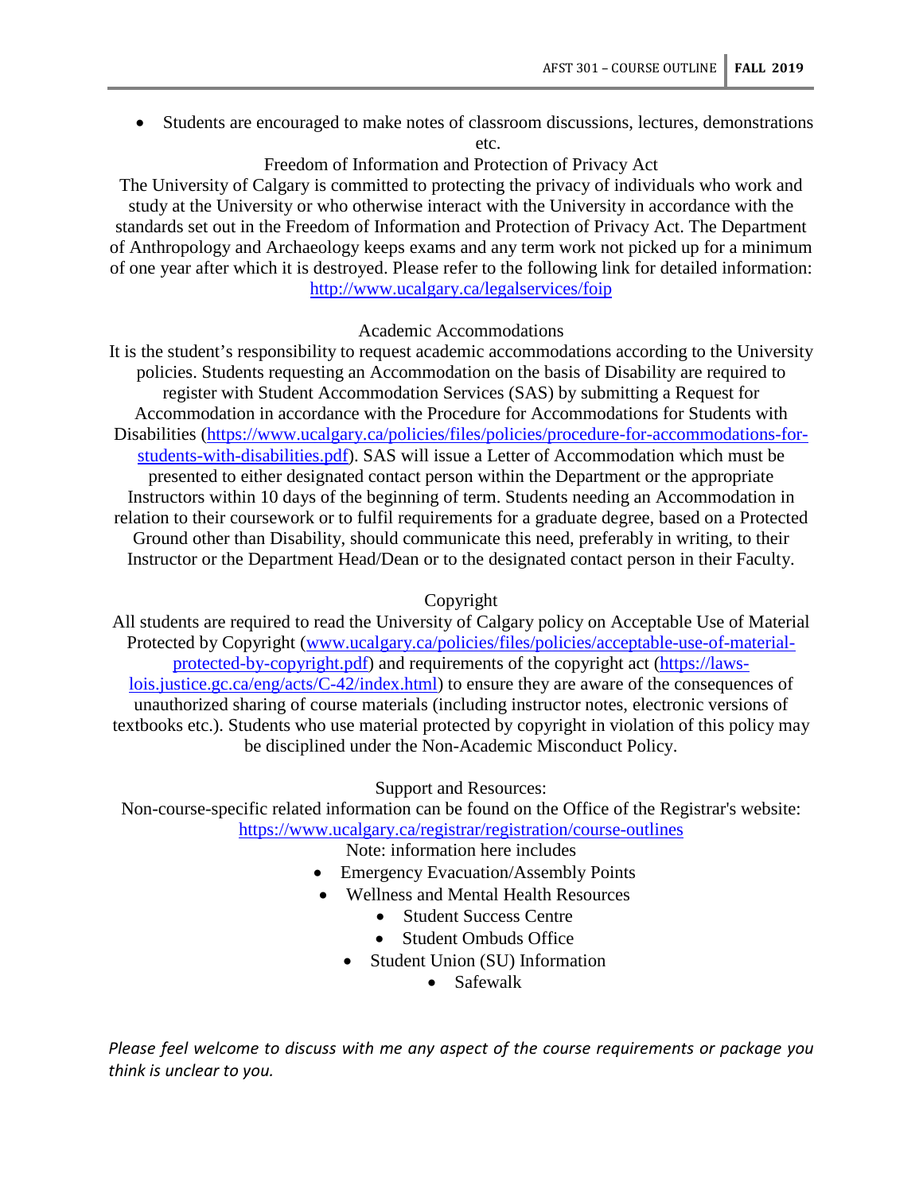- Students are encouraged to make notes of classroom discussions, lectures, demonstrations etc.

## Freedom of Information and Protection of Privacy Act

The University of Calgary is committed to protecting the privacy of individuals who work and study at the University or who otherwise interact with the University in accordance with the standards set out in the Freedom of Information and Protection of Privacy Act. The Department of Anthropology and Archaeology keeps exams and any term work not picked up for a minimum of one year after which it is destroyed. Please refer to the following link for detailed information: http://www.ucalgary.ca/legalservices/foip

## Academic Accommodations

It is the student's responsibility to request academic accommodations according to the University policies. Students requesting an Accommodation on the basis of Disability are required to register with Student Accommodation Services (SAS) by submitting a Request for Accommodation in accordance with the Procedure for Accommodations for Students with Disabilities (https://www.ucalgary.ca/policies/files/policies/procedure-for-accommodations-for-students-with-disabilities.pdf). SAS will issue a Letter of Accommodation which must be presented to either designated contact person within the Department or the appropriate Instructors within 10 days of the beginning of term. Students needing an Accommodation in relation to their coursework or to fulfil requirements for a graduate degree, based on a Protected Ground other than Disability, should communicate this need, preferably in writing, to their Instructor or the Department Head/Dean or to the designated contact person in their Faculty.

## Copyright

All students are required to read the University of Calgary policy on Acceptable Use of Material Protected by Copyright (www.ucalgary.ca/policies/files/policies/acceptable-use-of-material-protected-by-copyright.pdf) and requirements of the copyright act (https://laws-lois.justice.gc.ca/eng/acts/C-42/index.html) to ensure they are aware of the consequences of unauthorized sharing of course materials (including instructor notes, electronic versions of textbooks etc.). Students who use material protected by copyright in violation of this policy may be disciplined under the Non-Academic Misconduct Policy.

## Support and Resources:

Non-course-specific related information can be found on the Office of the Registrar's website: https://www.ucalgary.ca/registrar/registration/course-outlines

Note: information here includes

- Emergency Evacuation/Assembly Points
- Wellness and Mental Health Resources
- Student Success Centre
- Student Ombuds Office
- Student Union (SU) Information
- Safewalk

*Please feel welcome to discuss with me any aspect of the course requirements or package you think is unclear to you.*